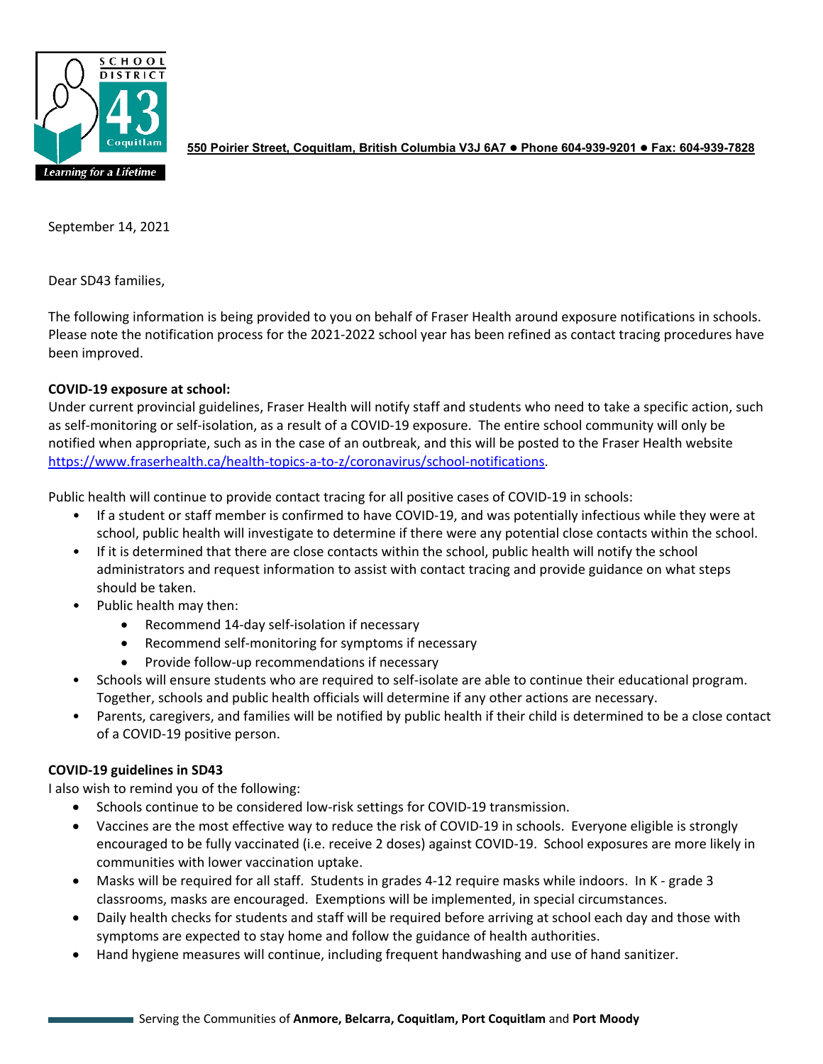SCHOOL DISTRICT 43 Coquitlam

*Learning for a Lifetime*

**550 Poirier Street, Coquitlam, British Columbia V3J 6A7 ● Phone 604-939-9201 ● Fax: 604-939-7828**

September 14, 2021

Dear SD43 families,

The following information is being provided to you on behalf of Fraser Health around exposure notifications in schools. Please note the notification process for the 2021-2022 school year has been refined as contact tracing procedures have been improved.

**COVID-19 exposure at school:**

Under current provincial guidelines, Fraser Health will notify staff and students who need to take a specific action, such as self-monitoring or self-isolation, as a result of a COVID-19 exposure. The entire school community will only be notified when appropriate, such as in the case of an outbreak, and this will be posted to the Fraser Health website [https://www.fraserhealth.ca/health-topics-a-to-z/coronavirus/school-notifications](https://www.fraserhealth.ca/health-topics-a-to-z/coronavirus/school-notifications).

Public health will continue to provide contact tracing for all positive cases of COVID-19 in schools:

- If a student or staff member is confirmed to have COVID-19, and was potentially infectious while they were at school, public health will investigate to determine if there were any potential close contacts within the school.
- If it is determined that there are close contacts within the school, public health will notify the school administrators and request information to assist with contact tracing and provide guidance on what steps should be taken.
- Public health may then:
  - Recommend 14-day self-isolation if necessary
  - Recommend self-monitoring for symptoms if necessary
  - Provide follow-up recommendations if necessary
- Schools will ensure students who are required to self-isolate are able to continue their educational program. Together, schools and public health officials will determine if any other actions are necessary.
- Parents, caregivers, and families will be notified by public health if their child is determined to be a close contact of a COVID-19 positive person.

**COVID-19 guidelines in SD43**

I also wish to remind you of the following:

- Schools continue to be considered low-risk settings for COVID-19 transmission.
- Vaccines are the most effective way to reduce the risk of COVID-19 in schools. Everyone eligible is strongly encouraged to be fully vaccinated (i.e. receive 2 doses) against COVID-19. School exposures are more likely in communities with lower vaccination uptake.
- Masks will be required for all staff. Students in grades 4-12 require masks while indoors. In K - grade 3 classrooms, masks are encouraged. Exemptions will be implemented, in special circumstances.
- Daily health checks for students and staff will be required before arriving at school each day and those with symptoms are expected to stay home and follow the guidance of health authorities.
- Hand hygiene measures will continue, including frequent handwashing and use of hand sanitizer.

Serving the Communities of **Anmore, Belcarra, Coquitlam, Port Coquitlam** and **Port Moody**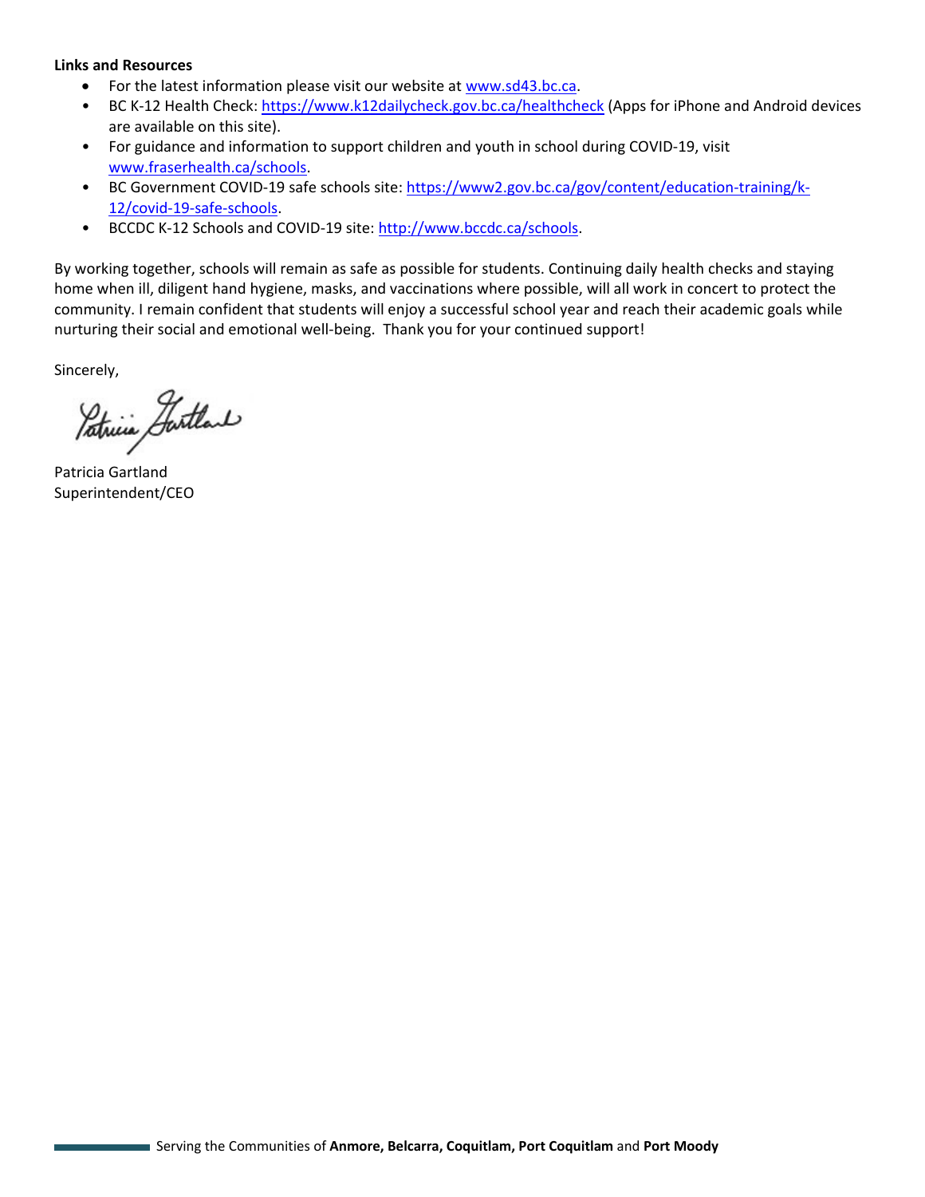**Links and Resources**

- For the latest information please visit our website at www.sd43.bc.ca.
- BC K-12 Health Check: https://www.k12dailycheck.gov.bc.ca/healthcheck (Apps for iPhone and Android devices are available on this site).
- For guidance and information to support children and youth in school during COVID-19, visit www.fraserhealth.ca/schools.
- BC Government COVID-19 safe schools site: https://www2.gov.bc.ca/gov/content/education-training/k-12/covid-19-safe-schools.
- BCCDC K-12 Schools and COVID-19 site: http://www.bccdc.ca/schools.

By working together, schools will remain as safe as possible for students. Continuing daily health checks and staying home when ill, diligent hand hygiene, masks, and vaccinations where possible, will all work in concert to protect the community. I remain confident that students will enjoy a successful school year and reach their academic goals while nurturing their social and emotional well-being. Thank you for your continued support!

Sincerely,

Patricia Gartland
Superintendent/CEO

Serving the Communities of **Anmore, Belcarra, Coquitlam, Port Coquitlam** and **Port Moody**